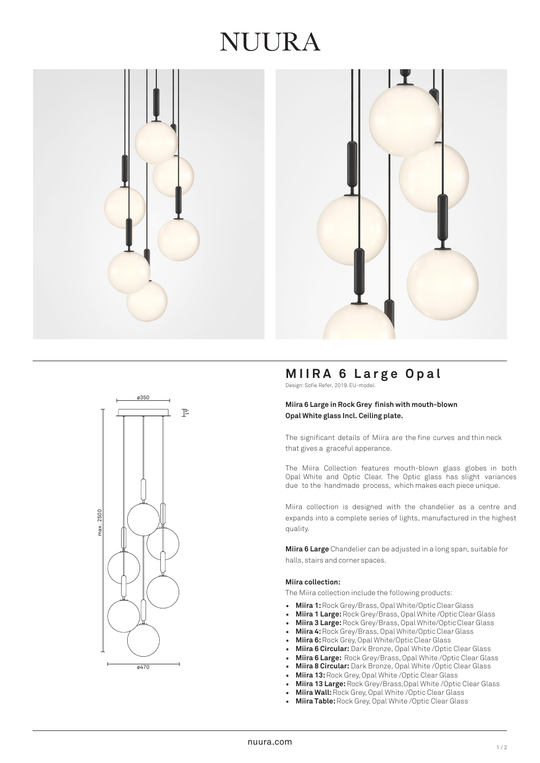# NUURA

ø350

41

max. 2500

ø470

## MIIRA 6 Large Opal

Design: Sofie Refer, 2019. EU-model.

**Miira 6 Large in Rock Grey finish with mouth-blown Opal White glass Incl. Ceiling plate.**

The significant details of Miira are the fine curves and thin neck that gives a graceful apperance.

The Miira Collection features mouth-blown glass globes in both Opal White and Optic Clear. The Optic glass has slight variances due to the handmade process, which makes each piece unique.

Miira collection is designed with the chandelier as a centre and expands into a complete series of lights, manufactured in the highest quality.

**Miira 6 Large** Chandelier can be adjusted in a long span, suitable for halls, stairs and corner spaces.

**Miira collection:**

The Miira collection include the following products:

- **Miira 1:** Rock Grey/Brass, Opal White/Optic Clear Glass
- **Miira 1 Large:** Rock Grey/Brass, Opal White /Optic Clear Glass
- **Miira 3 Large:** Rock Grey/Brass, Opal White/Optic Clear Glass
- **Miira 4:** Rock Grey/Brass, Opal White/Optic Clear Glass
- **Miira 6:** Rock Grey, Opal White/Optic Clear Glass
- **Miira 6 Circular:** Dark Bronze, Opal White /Optic Clear Glass
- **Miira 6 Large:** Rock Grey/Brass, Opal White /Optic Clear Glass
- **Miira 8 Circular:** Dark Bronze, Opal White /Optic Clear Glass
- **Miira 13:** Rock Grey, Opal White /Optic Clear Glass
- **Miira 13 Large:** Rock Grey/Brass,Opal White /Optic Clear Glass
- **Miira Wall:** Rock Grey, Opal White /Optic Clear Glass
- **Miira Table:** Rock Grey, Opal White /Optic Clear Glass

nuura.com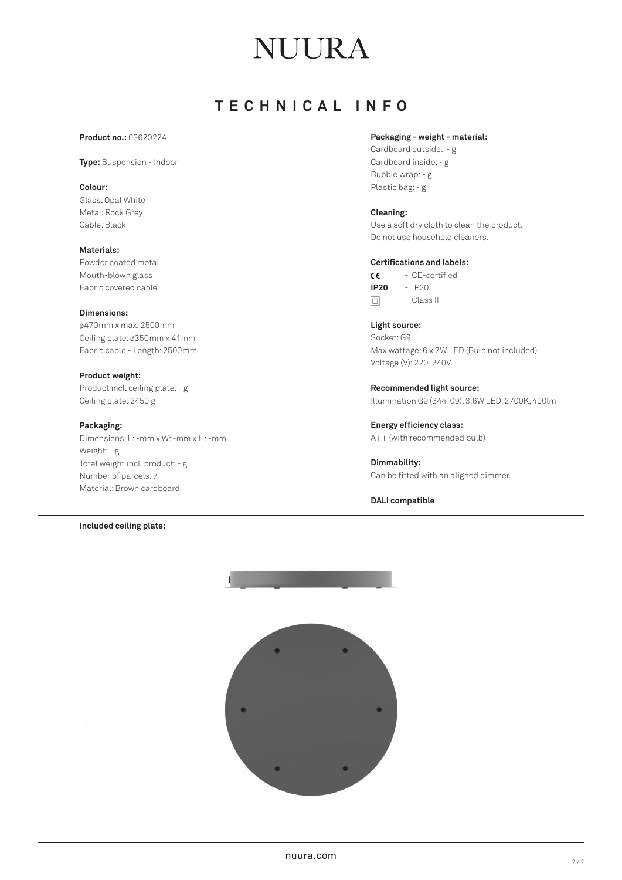# NUURA

## TECHNICAL INFO

**Product no.:** 03620224

**Type:** Suspension - Indoor

**Colour:**
Glass: Opal White
Metal: Rock Grey
Cable: Black

**Materials:**
Powder coated metal
Mouth-blown glass
Fabric covered cable

**Dimensions:**
ø470mm x max. 2500mm
Ceiling plate: ø350mm x 41mm
Fabric cable - Length: 2500mm

**Product weight:**
Product incl. ceiling plate: - g
Ceiling plate: 2450 g

**Packaging:**
Dimensions: L: -mm x W: -mm x H: -mm
Weight: - g
Total weight incl. product: - g
Number of parcels: 7
Material: Brown cardboard.

**Packaging - weight - material:**
Cardboard outside: - g
Cardboard inside: - g
Bubble wrap: - g
Plastic bag: - g

**Cleaning:**
Use a soft dry cloth to clean the product.
Do not use household cleaners.

**Certifications and labels:**
CE - CE-certified
**IP20** - IP20
▢ - Class II

**Light source:**
Socket: G9
Max wattage: 6 x 7W LED (Bulb not included)
Voltage (V): 220-240V

**Recommended light source:**
Illumination G9 (344-09), 3.6W LED, 2700K, 400lm

**Energy efficiency class:**
A++ (with recommended bulb)

**Dimmability:**
Can be fitted with an aligned dimmer.

**DALI compatible**

**Included ceiling plate:**

nuura.com